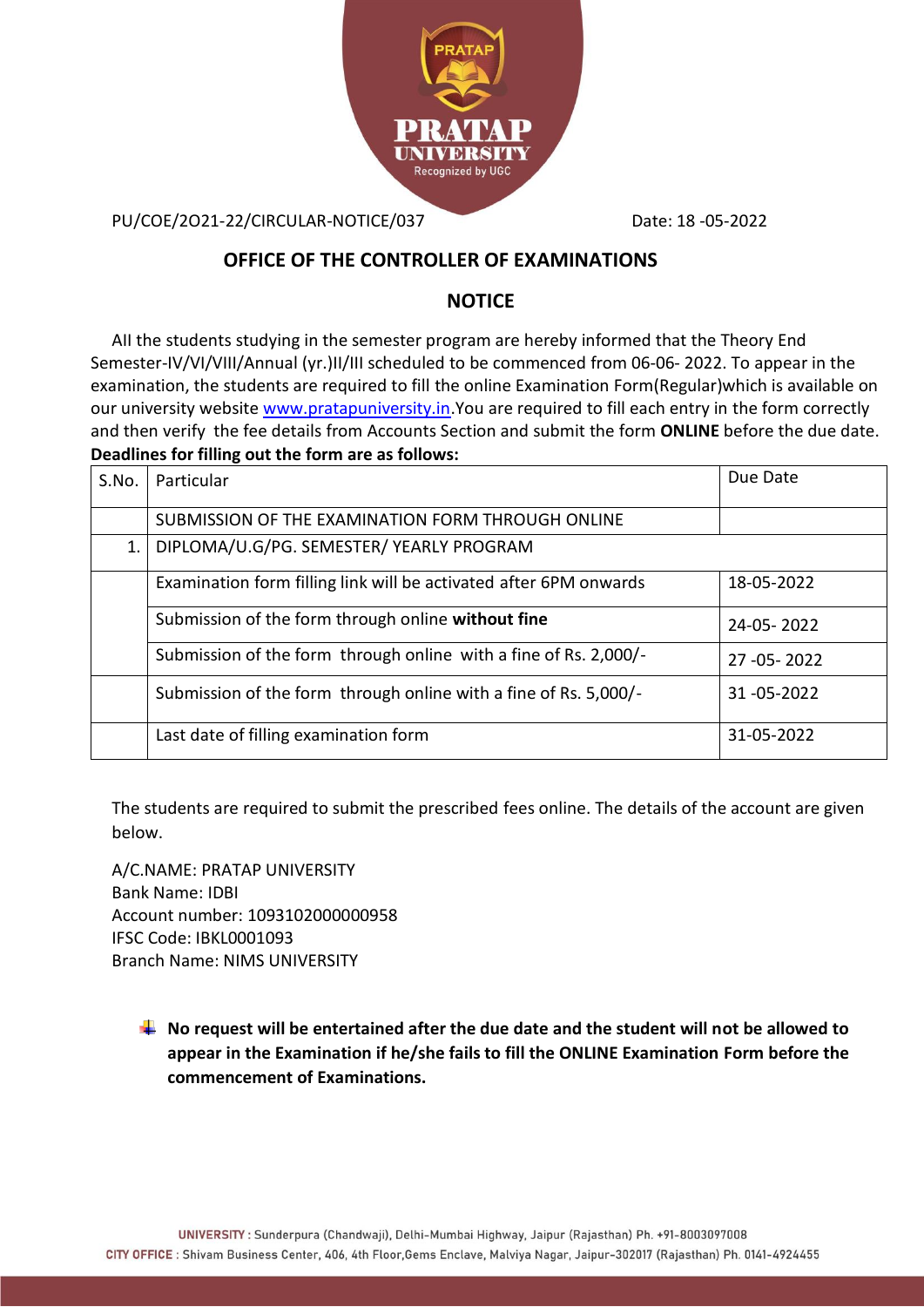PRATAP UNIVERSITY
Recognized by UGC

PU/COE/2O21-22/CIRCULAR-NOTICE/037 Date: 18 -05-2022

## OFFICE OF THE CONTROLLER OF EXAMINATIONS

## NOTICE

All the students studying in the semester program are hereby informed that the Theory End Semester-IV/VI/VIII/Annual (yr.)II/III scheduled to be commenced from 06-06- 2022. To appear in the examination, the students are required to fill the online Examination Form(Regular)which is available on our university website www.pratapuniversity.in.You are required to fill each entry in the form correctly and then verify the fee details from Accounts Section and submit the form **ONLINE** before the due date.

**Deadlines for filling out the form are as follows:**

| S.No. | Particular | Due Date |
|---|---|---|
| | SUBMISSION OF THE EXAMINATION FORM THROUGH ONLINE | |
| 1. | DIPLOMA/U.G/PG. SEMESTER/ YEARLY PROGRAM | |
| | Examination form filling link will be activated after 6PM onwards | 18-05-2022 |
| | Submission of the form through online **without fine** | 24-05- 2022 |
| | Submission of the form through online with a fine of Rs. 2,000/- | 27 -05- 2022 |
| | Submission of the form through online with a fine of Rs. 5,000/- | 31 -05-2022 |
| | Last date of filling examination form | 31-05-2022 |

The students are required to submit the prescribed fees online. The details of the account are given below.

A/C.NAME: PRATAP UNIVERSITY
Bank Name: IDBI
Account number: 1093102000000958
IFSC Code: IBKL0001093
Branch Name: NIMS UNIVERSITY

- **No request will be entertained after the due date and the student will not be allowed to appear in the Examination if he/she fails to fill the ONLINE Examination Form before the commencement of Examinations.**

UNIVERSITY : Sunderpura (Chandwaji), Delhi-Mumbai Highway, Jaipur (Rajasthan) Ph. +91-8003097008
CITY OFFICE : Shivam Business Center, 406, 4th Floor,Gems Enclave, Malviya Nagar, Jaipur-302017 (Rajasthan) Ph. 0141-4924455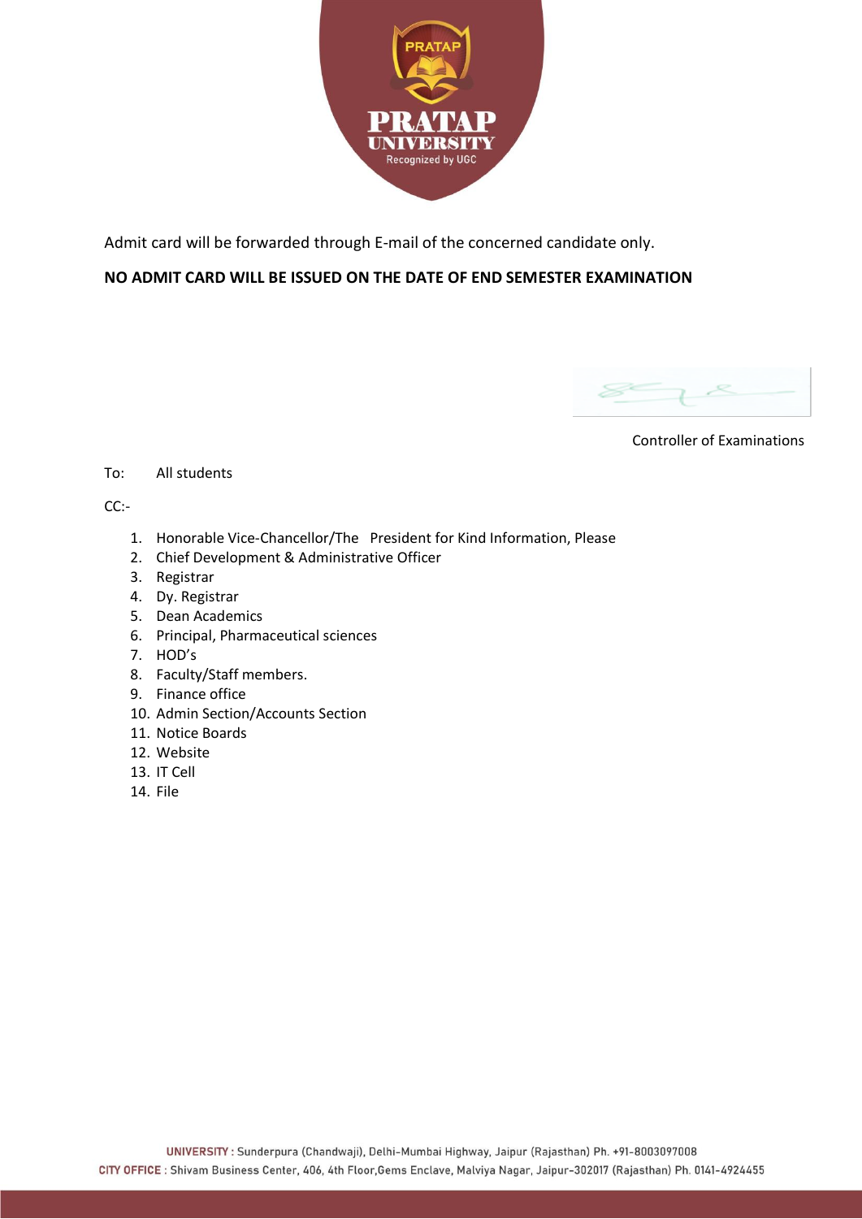Admit card will be forwarded through E-mail of the concerned candidate only.

**NO ADMIT CARD WILL BE ISSUED ON THE DATE OF END SEMESTER EXAMINATION**

Controller of Examinations

To: All students

CC:-

1. Honorable Vice-Chancellor/The President for Kind Information, Please
2. Chief Development & Administrative Officer
3. Registrar
4. Dy. Registrar
5. Dean Academics
6. Principal, Pharmaceutical sciences
7. HOD's
8. Faculty/Staff members.
9. Finance office
10. Admin Section/Accounts Section
11. Notice Boards
12. Website
13. IT Cell
14. File